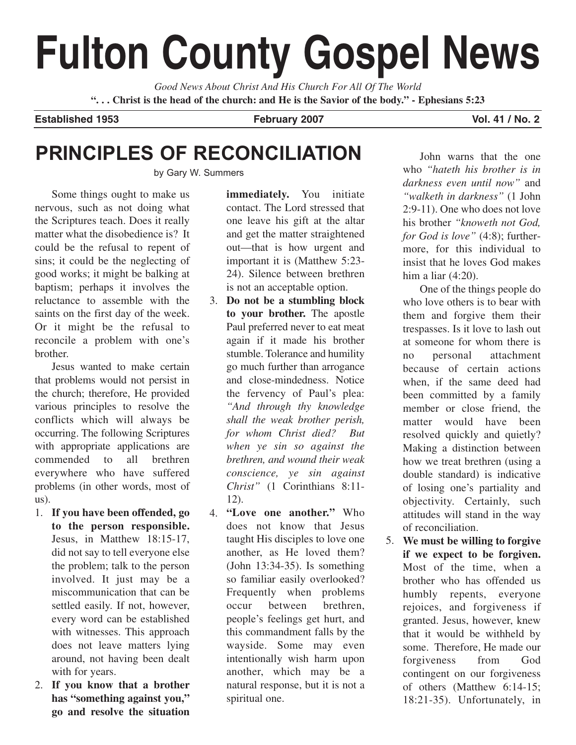# Fulton County Gospel News

*Good News About Christ And His Church For All Of The World*

**". . . Christ is the head of the church: and He is the Savior of the body." - Ephesians 5:23**

**Established 1953** | **February 2007** | **Vol. 41 / No. 2**

## PRINCIPLES OF RECONCILIATION

by Gary W. Summers

Some things ought to make us nervous, such as not doing what the Scriptures teach. Does it really matter what the disobedience is? It could be the refusal to repent of sins; it could be the neglecting of good works; it might be balking at baptism; perhaps it involves the reluctance to assemble with the saints on the first day of the week. Or it might be the refusal to reconcile a problem with one's brother.

Jesus wanted to make certain that problems would not persist in the church; therefore, He provided various principles to resolve the conflicts which will always be occurring. The following Scriptures with appropriate applications are commended to all brethren everywhere who have suffered problems (in other words, most of us).

1. **If you have been offended, go to the person responsible.** Jesus, in Matthew 18:15-17, did not say to tell everyone else the problem; talk to the person involved. It just may be a miscommunication that can be settled easily. If not, however, every word can be established with witnesses. This approach does not leave matters lying around, not having been dealt with for years.
2. **If you know that a brother has "something against you," go and resolve the situation immediately.** You initiate contact. The Lord stressed that one leave his gift at the altar and get the matter straightened out—that is how urgent and important it is (Matthew 5:23-24). Silence between brethren is not an acceptable option.
3. **Do not be a stumbling block to your brother.** The apostle Paul preferred never to eat meat again if it made his brother stumble. Tolerance and humility go much further than arrogance and close-mindedness. Notice the fervency of Paul's plea: *"And through thy knowledge shall the weak brother perish, for whom Christ died? But when ye sin so against the brethren, and wound their weak conscience, ye sin against Christ"* (1 Corinthians 8:11-12).
4. **"Love one another."** Who does not know that Jesus taught His disciples to love one another, as He loved them? (John 13:34-35). Is something so familiar easily overlooked? Frequently when problems occur between brethren, people's feelings get hurt, and this commandment falls by the wayside. Some may even intentionally wish harm upon another, which may be a natural response, but it is not a spiritual one.

   John warns that the one who *"hateth his brother is in darkness even until now"* and *"walketh in darkness"* (1 John 2:9-11). One who does not love his brother *"knoweth not God, for God is love"* (4:8); furthermore, for this individual to insist that he loves God makes him a liar (4:20).

   One of the things people do who love others is to bear with them and forgive them their trespasses. Is it love to lash out at someone for whom there is no personal attachment because of certain actions when, if the same deed had been committed by a family member or close friend, the matter would have been resolved quickly and quietly? Making a distinction between how we treat brethren (using a double standard) is indicative of losing one's partiality and objectivity. Certainly, such attitudes will stand in the way of reconciliation.
5. **We must be willing to forgive if we expect to be forgiven.** Most of the time, when a brother who has offended us humbly repents, everyone rejoices, and forgiveness if granted. Jesus, however, knew that it would be withheld by some. Therefore, He made our forgiveness from God contingent on our forgiveness of others (Matthew 6:14-15; 18:21-35). Unfortunately, in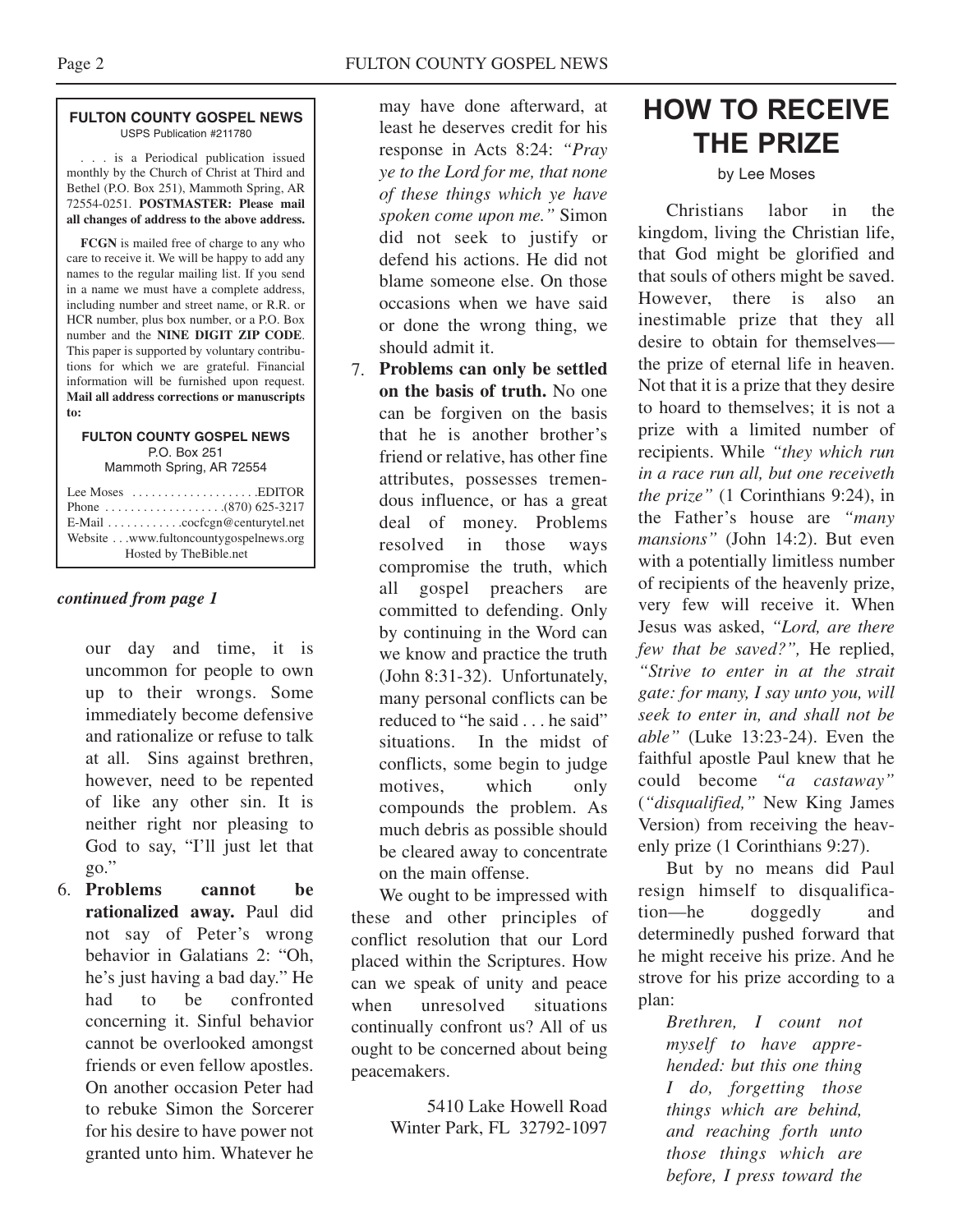**FULTON COUNTY GOSPEL NEWS**
USPS Publication #211780

. . . is a Periodical publication issued monthly by the Church of Christ at Third and Bethel (P.O. Box 251), Mammoth Spring, AR 72554-0251. **POSTMASTER: Please mail all changes of address to the above address.**

**FCGN** is mailed free of charge to any who care to receive it. We will be happy to add any names to the regular mailing list. If you send in a name we must have a complete address, including number and street name, or R.R. or HCR number, plus box number, or a P.O. Box number and the **NINE DIGIT ZIP CODE**. This paper is supported by voluntary contributions for which we are grateful. Financial information will be furnished upon request. **Mail all address corrections or manuscripts to:**

**FULTON COUNTY GOSPEL NEWS**
P.O. Box 251
Mammoth Spring, AR 72554

Lee Moses . . . . . . . . . . . . . . . . . . . .EDITOR
Phone . . . . . . . . . . . . . . . . . . .(870) 625-3217
E-Mail . . . . . . . . . . . .cocfcgn@centurytel.net
Website . . .www.fultoncountygospelnews.org
Hosted by TheBible.net

***continued from page 1***

our day and time, it is uncommon for people to own up to their wrongs. Some immediately become defensive and rationalize or refuse to talk at all. Sins against brethren, however, need to be repented of like any other sin. It is neither right nor pleasing to God to say, "I'll just let that go."

6. **Problems cannot be rationalized away.** Paul did not say of Peter's wrong behavior in Galatians 2: "Oh, he's just having a bad day." He had to be confronted concerning it. Sinful behavior cannot be overlooked amongst friends or even fellow apostles. On another occasion Peter had to rebuke Simon the Sorcerer for his desire to have power not granted unto him. Whatever he may have done afterward, at least he deserves credit for his response in Acts 8:24: *"Pray ye to the Lord for me, that none of these things which ye have spoken come upon me."* Simon did not seek to justify or defend his actions. He did not blame someone else. On those occasions when we have said or done the wrong thing, we should admit it.
7. **Problems can only be settled on the basis of truth.** No one can be forgiven on the basis that he is another brother's friend or relative, has other fine attributes, possesses tremendous influence, or has a great deal of money. Problems resolved in those ways compromise the truth, which all gospel preachers are committed to defending. Only by continuing in the Word can we know and practice the truth (John 8:31-32). Unfortunately, many personal conflicts can be reduced to "he said . . . he said" situations. In the midst of conflicts, some begin to judge motives, which only compounds the problem. As much debris as possible should be cleared away to concentrate on the main offense.

We ought to be impressed with these and other principles of conflict resolution that our Lord placed within the Scriptures. How can we speak of unity and peace when unresolved situations continually confront us? All of us ought to be concerned about being peacemakers.

5410 Lake Howell Road
Winter Park, FL 32792-1097

# HOW TO RECEIVE THE PRIZE

by Lee Moses

Christians labor in the kingdom, living the Christian life, that God might be glorified and that souls of others might be saved. However, there is also an inestimable prize that they all desire to obtain for themselves—the prize of eternal life in heaven. Not that it is a prize that they desire to hoard to themselves; it is not a prize with a limited number of recipients. While *"they which run in a race run all, but one receiveth the prize"* (1 Corinthians 9:24), in the Father's house are *"many mansions"* (John 14:2). But even with a potentially limitless number of recipients of the heavenly prize, very few will receive it. When Jesus was asked, *"Lord, are there few that be saved?",* He replied, *"Strive to enter in at the strait gate: for many, I say unto you, will seek to enter in, and shall not be able"* (Luke 13:23-24). Even the faithful apostle Paul knew that he could become *"a castaway"* (*"disqualified,"* New King James Version) from receiving the heavenly prize (1 Corinthians 9:27).

But by no means did Paul resign himself to disqualification—he doggedly and determinedly pushed forward that he might receive his prize. And he strove for his prize according to a plan:

> *Brethren, I count not myself to have apprehended: but this one thing I do, forgetting those things which are behind, and reaching forth unto those things which are before, I press toward the*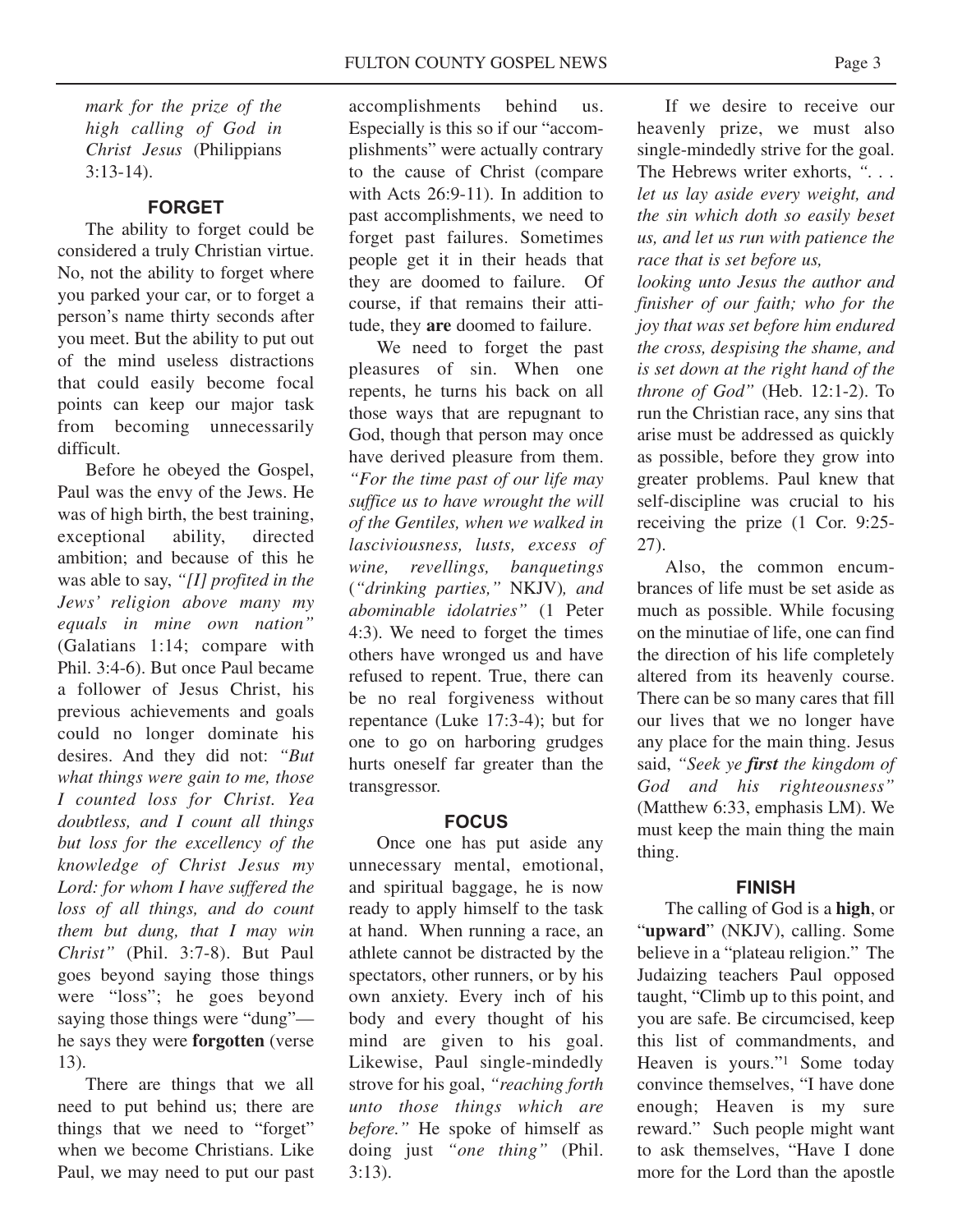*mark for the prize of the high calling of God in Christ Jesus* (Philippians 3:13-14).

### FORGET

The ability to forget could be considered a truly Christian virtue. No, not the ability to forget where you parked your car, or to forget a person's name thirty seconds after you meet. But the ability to put out of the mind useless distractions that could easily become focal points can keep our major task from becoming unnecessarily difficult.

Before he obeyed the Gospel, Paul was the envy of the Jews. He was of high birth, the best training, exceptional ability, directed ambition; and because of this he was able to say, *"[I] profited in the Jews' religion above many my equals in mine own nation"* (Galatians 1:14; compare with Phil. 3:4-6). But once Paul became a follower of Jesus Christ, his previous achievements and goals could no longer dominate his desires. And they did not: *"But what things were gain to me, those I counted loss for Christ. Yea doubtless, and I count all things but loss for the excellency of the knowledge of Christ Jesus my Lord: for whom I have suffered the loss of all things, and do count them but dung, that I may win Christ"* (Phil. 3:7-8). But Paul goes beyond saying those things were "loss"; he goes beyond saying those things were "dung"—he says they were **forgotten** (verse 13).

There are things that we all need to put behind us; there are things that we need to "forget" when we become Christians. Like Paul, we may need to put our past accomplishments behind us. Especially is this so if our "accomplishments" were actually contrary to the cause of Christ (compare with Acts 26:9-11). In addition to past accomplishments, we need to forget past failures. Sometimes people get it in their heads that they are doomed to failure. Of course, if that remains their attitude, they **are** doomed to failure.

We need to forget the past pleasures of sin. When one repents, he turns his back on all those ways that are repugnant to God, though that person may once have derived pleasure from them. *"For the time past of our life may suffice us to have wrought the will of the Gentiles, when we walked in lasciviousness, lusts, excess of wine, revellings, banquetings* (*"drinking parties,"* NKJV)*, and abominable idolatries"* (1 Peter 4:3). We need to forget the times others have wronged us and have refused to repent. True, there can be no real forgiveness without repentance (Luke 17:3-4); but for one to go on harboring grudges hurts oneself far greater than the transgressor.

### FOCUS

Once one has put aside any unnecessary mental, emotional, and spiritual baggage, he is now ready to apply himself to the task at hand. When running a race, an athlete cannot be distracted by the spectators, other runners, or by his own anxiety. Every inch of his body and every thought of his mind are given to his goal. Likewise, Paul single-mindedly strove for his goal, *"reaching forth unto those things which are before."* He spoke of himself as doing just *"one thing"* (Phil. 3:13).

If we desire to receive our heavenly prize, we must also single-mindedly strive for the goal. The Hebrews writer exhorts, *". . . let us lay aside every weight, and the sin which doth so easily beset us, and let us run with patience the race that is set before us,*
*looking unto Jesus the author and finisher of our faith; who for the joy that was set before him endured the cross, despising the shame, and is set down at the right hand of the throne of God"* (Heb. 12:1-2). To run the Christian race, any sins that arise must be addressed as quickly as possible, before they grow into greater problems. Paul knew that self-discipline was crucial to his receiving the prize (1 Cor. 9:25-27).

Also, the common encumbrances of life must be set aside as much as possible. While focusing on the minutiae of life, one can find the direction of his life completely altered from its heavenly course. There can be so many cares that fill our lives that we no longer have any place for the main thing. Jesus said, *"Seek ye **first** the kingdom of God and his righteousness"* (Matthew 6:33, emphasis LM). We must keep the main thing the main thing.

### FINISH

The calling of God is a **high**, or "**upward**" (NKJV), calling. Some believe in a "plateau religion." The Judaizing teachers Paul opposed taught, "Climb up to this point, and you are safe. Be circumcised, keep this list of commandments, and Heaven is yours."[1] Some today convince themselves, "I have done enough; Heaven is my sure reward." Such people might want to ask themselves, "Have I done more for the Lord than the apostle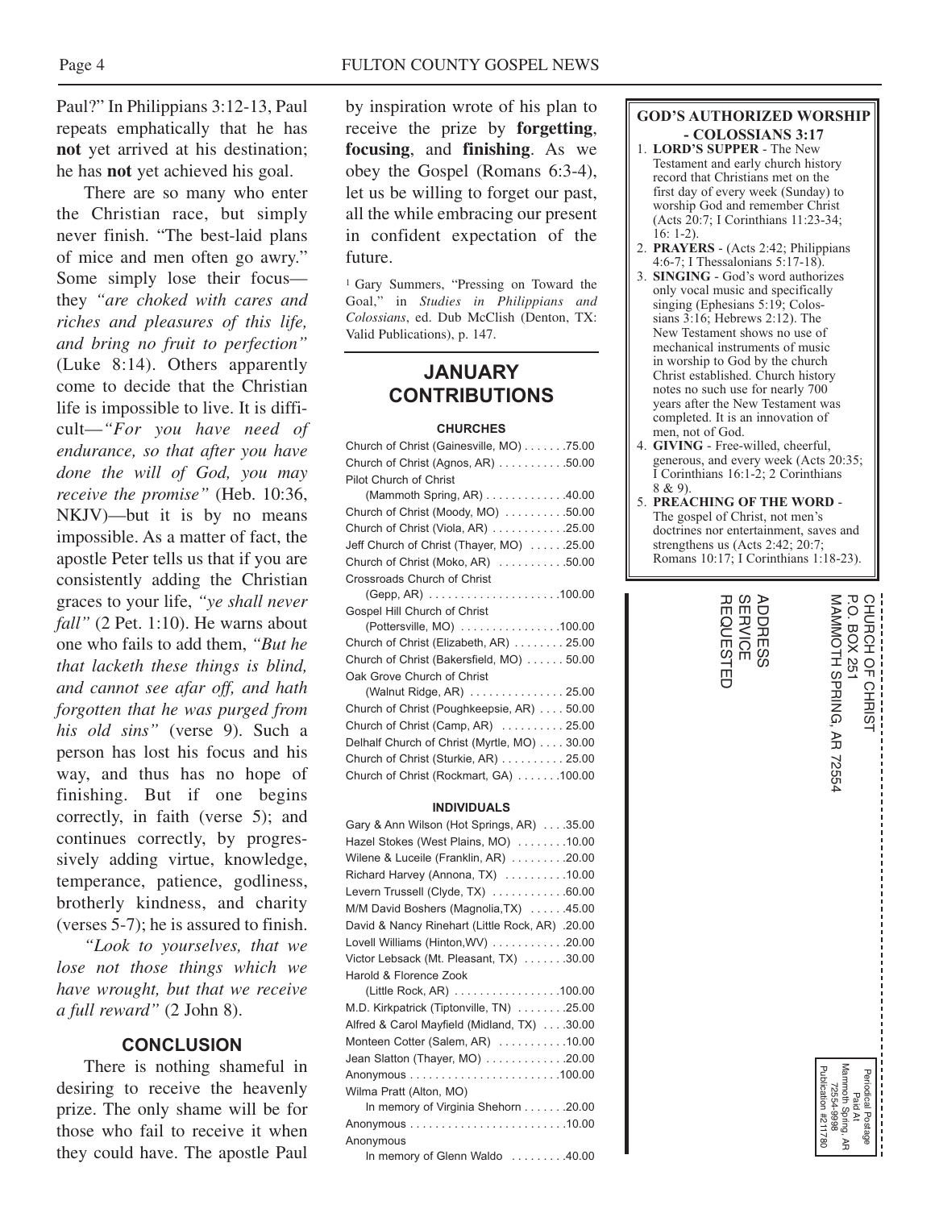Paul?" In Philippians 3:12-13, Paul repeats emphatically that he has **not** yet arrived at his destination; he has **not** yet achieved his goal.

There are so many who enter the Christian race, but simply never finish. "The best-laid plans of mice and men often go awry." Some simply lose their focus—they *"are choked with cares and riches and pleasures of this life, and bring no fruit to perfection"* (Luke 8:14). Others apparently come to decide that the Christian life is impossible to live. It is difficult—*"For you have need of endurance, so that after you have done the will of God, you may receive the promise"* (Heb. 10:36, NKJV)—but it is by no means impossible. As a matter of fact, the apostle Peter tells us that if you are consistently adding the Christian graces to your life, *"ye shall never fall"* (2 Pet. 1:10). He warns about one who fails to add them, *"But he that lacketh these things is blind, and cannot see afar off, and hath forgotten that he was purged from his old sins"* (verse 9). Such a person has lost his focus and his way, and thus has no hope of finishing. But if one begins correctly, in faith (verse 5); and continues correctly, by progressively adding virtue, knowledge, temperance, patience, godliness, brotherly kindness, and charity (verses 5-7); he is assured to finish.

*"Look to yourselves, that we lose not those things which we have wrought, but that we receive a full reward"* (2 John 8).

## CONCLUSION

There is nothing shameful in desiring to receive the heavenly prize. The only shame will be for those who fail to receive it when they could have. The apostle Paul by inspiration wrote of his plan to receive the prize by **forgetting**, **focusing**, and **finishing**. As we obey the Gospel (Romans 6:3-4), let us be willing to forget our past, all the while embracing our present in confident expectation of the future.

[1] Gary Summers, "Pressing on Toward the Goal," in *Studies in Philippians and Colossians*, ed. Dub McClish (Denton, TX: Valid Publications), p. 147.

## JANUARY CONTRIBUTIONS

### CHURCHES

Church of Christ (Gainesville, MO) . . . . . . .75.00
Church of Christ (Agnos, AR) . . . . . . . . . . .50.00
Pilot Church of Christ (Mammoth Spring, AR) . . . . . . . . . . . . .40.00
Church of Christ (Moody, MO) . . . . . . . . . .50.00
Church of Christ (Viola, AR) . . . . . . . . . . . .25.00
Jeff Church of Christ (Thayer, MO) . . . . . .25.00
Church of Christ (Moko, AR) . . . . . . . . . . .50.00
Crossroads Church of Christ (Gepp, AR) . . . . . . . . . . . . . . . . . . . . .100.00
Gospel Hill Church of Christ (Pottersville, MO) . . . . . . . . . . . . . . . .100.00
Church of Christ (Elizabeth, AR) . . . . . . . . 25.00
Church of Christ (Bakersfield, MO) . . . . . . 50.00
Oak Grove Church of Christ (Walnut Ridge, AR) . . . . . . . . . . . . . . . 25.00
Church of Christ (Poughkeepsie, AR) . . . . 50.00
Church of Christ (Camp, AR) . . . . . . . . . . 25.00
Delhalf Church of Christ (Myrtle, MO) . . . . 30.00
Church of Christ (Sturkie, AR) . . . . . . . . . . 25.00
Church of Christ (Rockmart, GA) . . . . . . .100.00

### INDIVIDUALS

Gary & Ann Wilson (Hot Springs, AR) . . . .35.00
Hazel Stokes (West Plains, MO) . . . . . . . .10.00
Wilene & Luceile (Franklin, AR) . . . . . . . . .20.00
Richard Harvey (Annona, TX) . . . . . . . . . .10.00
Levern Trussell (Clyde, TX) . . . . . . . . . . . .60.00
M/M David Boshers (Magnolia,TX) . . . . . .45.00
David & Nancy Rinehart (Little Rock, AR) .20.00
Lovell Williams (Hinton,WV) . . . . . . . . . . .20.00
Victor Lebsack (Mt. Pleasant, TX) . . . . . . .30.00
Harold & Florence Zook (Little Rock, AR) . . . . . . . . . . . . . . . . .100.00
M.D. Kirkpatrick (Tiptonville, TN) . . . . . . . .25.00
Alfred & Carol Mayfield (Midland, TX) . . . .30.00
Monteen Cotter (Salem, AR) . . . . . . . . . . .10.00
Jean Slatton (Thayer, MO) . . . . . . . . . . . . .20.00
Anonymous . . . . . . . . . . . . . . . . . . . . . . .100.00
Wilma Pratt (Alton, MO)
In memory of Virginia Shehorn . . . . . . .20.00
Anonymous . . . . . . . . . . . . . . . . . . . . . . . .10.00
Anonymous
In memory of Glenn Waldo . . . . . . . . .40.00

**GOD'S AUTHORIZED WORSHIP - COLOSSIANS 3:17**

1. **LORD'S SUPPER** - The New Testament and early church history record that Christians met on the first day of every week (Sunday) to worship God and remember Christ (Acts 20:7; I Corinthians 11:23-34; 16: 1-2).
2. **PRAYERS** - (Acts 2:42; Philippians 4:6-7; I Thessalonians 5:17-18).
3. **SINGING** - God's word authorizes only vocal music and specifically singing (Ephesians 5:19; Colossians 3:16; Hebrews 2:12). The New Testament shows no use of mechanical instruments of music in worship to God by the church Christ established. Church history notes no such use for nearly 700 years after the New Testament was completed. It is an innovation of men, not of God.
4. **GIVING** - Free-willed, cheerful, generous, and every week (Acts 20:35; I Corinthians 16:1-2; 2 Corinthians 8 & 9).
5. **PREACHING OF THE WORD** - The gospel of Christ, not men's doctrines nor entertainment, saves and strengthens us (Acts 2:42; 20:7; Romans 10:17; I Corinthians 1:18-23).

CHURCH OF CHRIST
P.O. BOX 251
MAMMOTH SPRING, AR 72554

ADDRESS SERVICE REQUESTED

Periodical Postage Paid At Mammoth Spring, AR 72554-9998 Publication #211780